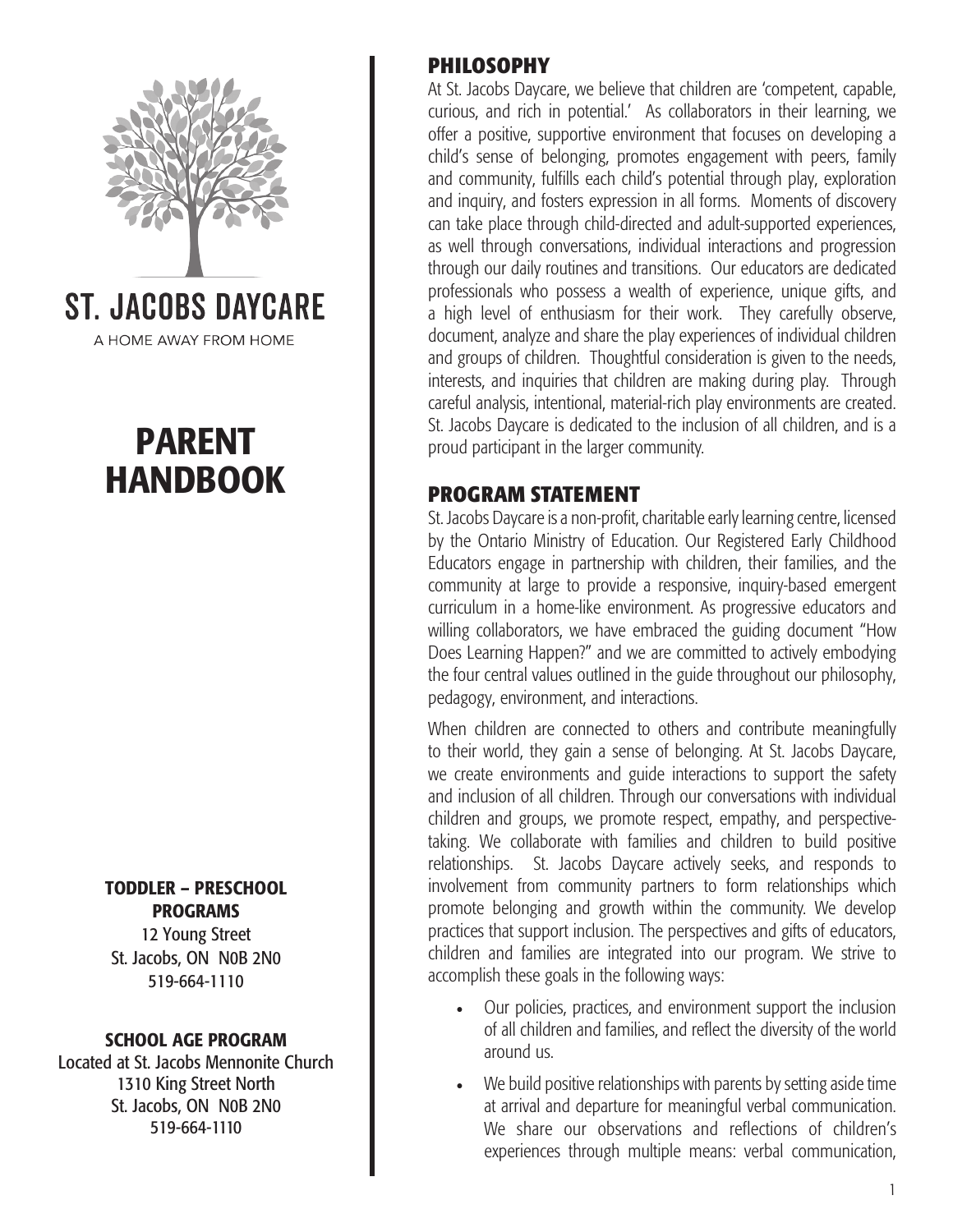# ST. JACOBS DAYCARE

A HOME AWAY FROM HOME

# PARENT HANDBOOK

**TODDLER – PRESCHOOL PROGRAMS**
12 Young Street
St. Jacobs, ON N0B 2N0
519-664-1110

**SCHOOL AGE PROGRAM**
Located at St. Jacobs Mennonite Church
1310 King Street North
St. Jacobs, ON N0B 2N0
519-664-1110

## PHILOSOPHY

At St. Jacobs Daycare, we believe that children are 'competent, capable, curious, and rich in potential.' As collaborators in their learning, we offer a positive, supportive environment that focuses on developing a child's sense of belonging, promotes engagement with peers, family and community, fulfills each child's potential through play, exploration and inquiry, and fosters expression in all forms. Moments of discovery can take place through child-directed and adult-supported experiences, as well through conversations, individual interactions and progression through our daily routines and transitions. Our educators are dedicated professionals who possess a wealth of experience, unique gifts, and a high level of enthusiasm for their work. They carefully observe, document, analyze and share the play experiences of individual children and groups of children. Thoughtful consideration is given to the needs, interests, and inquiries that children are making during play. Through careful analysis, intentional, material-rich play environments are created. St. Jacobs Daycare is dedicated to the inclusion of all children, and is a proud participant in the larger community.

## PROGRAM STATEMENT

St. Jacobs Daycare is a non-profit, charitable early learning centre, licensed by the Ontario Ministry of Education. Our Registered Early Childhood Educators engage in partnership with children, their families, and the community at large to provide a responsive, inquiry-based emergent curriculum in a home-like environment. As progressive educators and willing collaborators, we have embraced the guiding document "How Does Learning Happen?" and we are committed to actively embodying the four central values outlined in the guide throughout our philosophy, pedagogy, environment, and interactions.

When children are connected to others and contribute meaningfully to their world, they gain a sense of belonging. At St. Jacobs Daycare, we create environments and guide interactions to support the safety and inclusion of all children. Through our conversations with individual children and groups, we promote respect, empathy, and perspective-taking. We collaborate with families and children to build positive relationships. St. Jacobs Daycare actively seeks, and responds to involvement from community partners to form relationships which promote belonging and growth within the community. We develop practices that support inclusion. The perspectives and gifts of educators, children and families are integrated into our program. We strive to accomplish these goals in the following ways:

- Our policies, practices, and environment support the inclusion of all children and families, and reflect the diversity of the world around us.
- We build positive relationships with parents by setting aside time at arrival and departure for meaningful verbal communication. We share our observations and reflections of children's experiences through multiple means: verbal communication,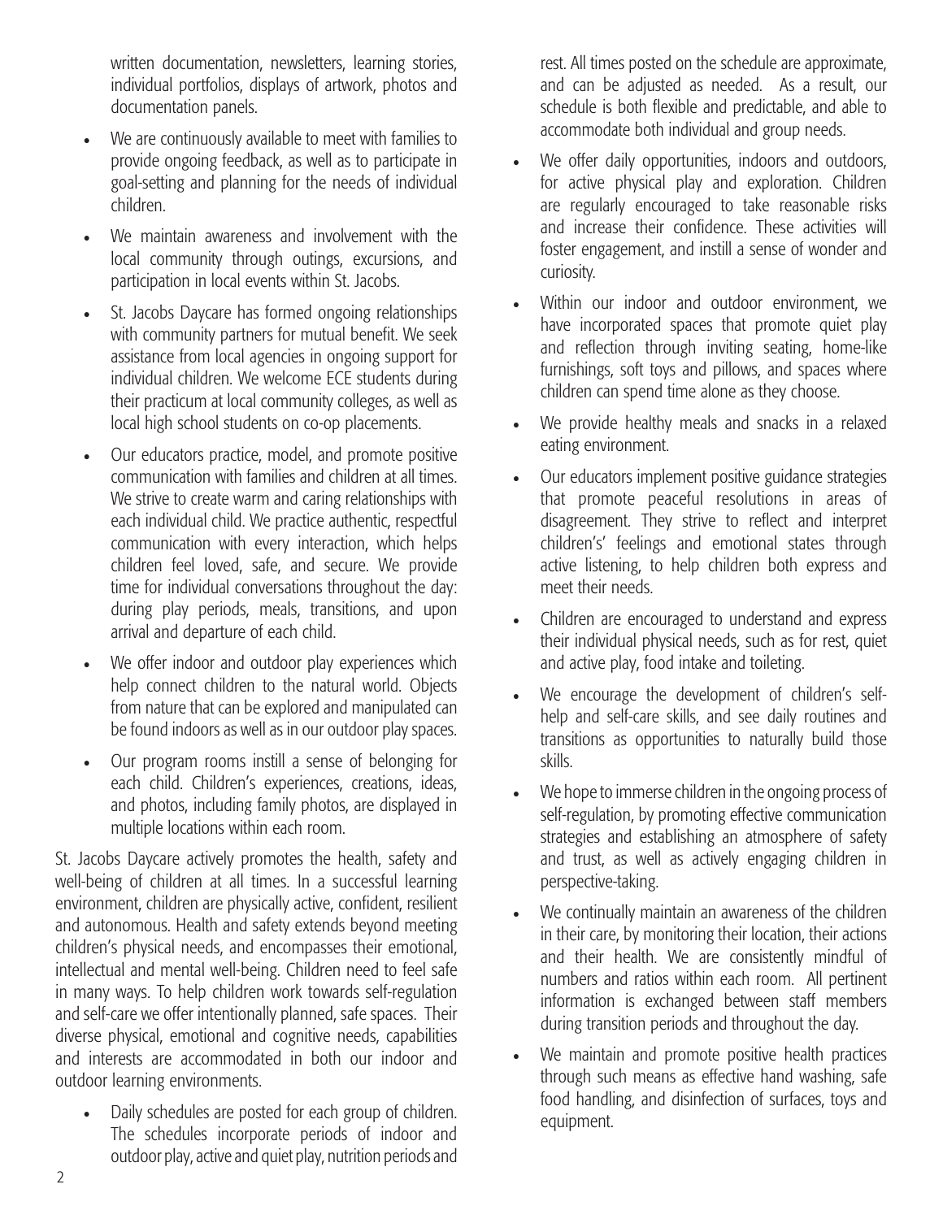written documentation, newsletters, learning stories, individual portfolios, displays of artwork, photos and documentation panels.

- We are continuously available to meet with families to provide ongoing feedback, as well as to participate in goal-setting and planning for the needs of individual children.
- We maintain awareness and involvement with the local community through outings, excursions, and participation in local events within St. Jacobs.
- St. Jacobs Daycare has formed ongoing relationships with community partners for mutual benefit. We seek assistance from local agencies in ongoing support for individual children. We welcome ECE students during their practicum at local community colleges, as well as local high school students on co-op placements.
- Our educators practice, model, and promote positive communication with families and children at all times. We strive to create warm and caring relationships with each individual child. We practice authentic, respectful communication with every interaction, which helps children feel loved, safe, and secure. We provide time for individual conversations throughout the day: during play periods, meals, transitions, and upon arrival and departure of each child.
- We offer indoor and outdoor play experiences which help connect children to the natural world. Objects from nature that can be explored and manipulated can be found indoors as well as in our outdoor play spaces.
- Our program rooms instill a sense of belonging for each child. Children's experiences, creations, ideas, and photos, including family photos, are displayed in multiple locations within each room.

St. Jacobs Daycare actively promotes the health, safety and well-being of children at all times. In a successful learning environment, children are physically active, confident, resilient and autonomous. Health and safety extends beyond meeting children's physical needs, and encompasses their emotional, intellectual and mental well-being. Children need to feel safe in many ways. To help children work towards self-regulation and self-care we offer intentionally planned, safe spaces. Their diverse physical, emotional and cognitive needs, capabilities and interests are accommodated in both our indoor and outdoor learning environments.

- Daily schedules are posted for each group of children. The schedules incorporate periods of indoor and outdoor play, active and quiet play, nutrition periods and rest. All times posted on the schedule are approximate, and can be adjusted as needed. As a result, our schedule is both flexible and predictable, and able to accommodate both individual and group needs.
- We offer daily opportunities, indoors and outdoors, for active physical play and exploration. Children are regularly encouraged to take reasonable risks and increase their confidence. These activities will foster engagement, and instill a sense of wonder and curiosity.
- Within our indoor and outdoor environment, we have incorporated spaces that promote quiet play and reflection through inviting seating, home-like furnishings, soft toys and pillows, and spaces where children can spend time alone as they choose.
- We provide healthy meals and snacks in a relaxed eating environment.
- Our educators implement positive guidance strategies that promote peaceful resolutions in areas of disagreement. They strive to reflect and interpret children's' feelings and emotional states through active listening, to help children both express and meet their needs.
- Children are encouraged to understand and express their individual physical needs, such as for rest, quiet and active play, food intake and toileting.
- We encourage the development of children's self-help and self-care skills, and see daily routines and transitions as opportunities to naturally build those skills.
- We hope to immerse children in the ongoing process of self-regulation, by promoting effective communication strategies and establishing an atmosphere of safety and trust, as well as actively engaging children in perspective-taking.
- We continually maintain an awareness of the children in their care, by monitoring their location, their actions and their health. We are consistently mindful of numbers and ratios within each room. All pertinent information is exchanged between staff members during transition periods and throughout the day.
- We maintain and promote positive health practices through such means as effective hand washing, safe food handling, and disinfection of surfaces, toys and equipment.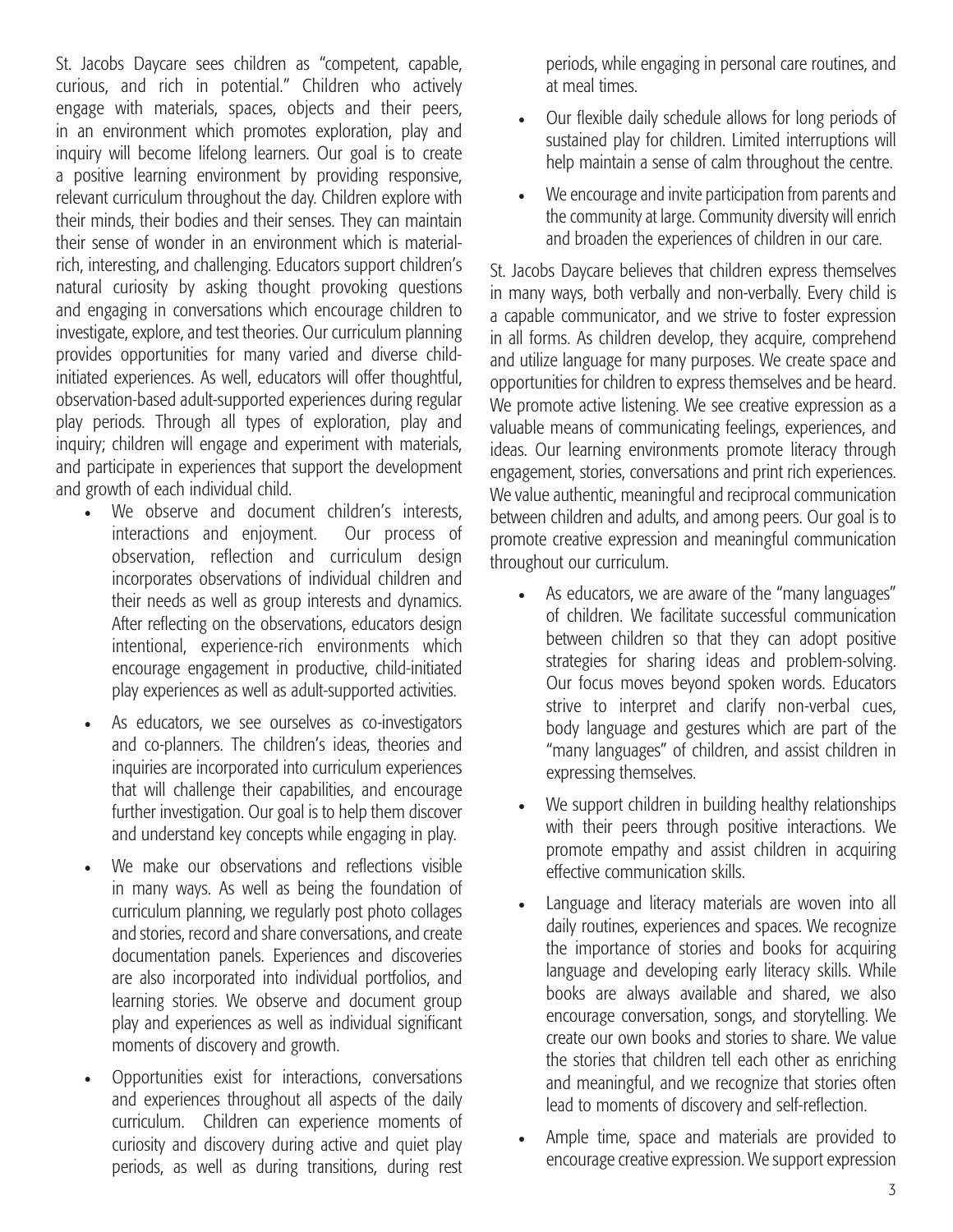St. Jacobs Daycare sees children as "competent, capable, curious, and rich in potential." Children who actively engage with materials, spaces, objects and their peers, in an environment which promotes exploration, play and inquiry will become lifelong learners. Our goal is to create a positive learning environment by providing responsive, relevant curriculum throughout the day. Children explore with their minds, their bodies and their senses. They can maintain their sense of wonder in an environment which is material-rich, interesting, and challenging. Educators support children's natural curiosity by asking thought provoking questions and engaging in conversations which encourage children to investigate, explore, and test theories. Our curriculum planning provides opportunities for many varied and diverse child-initiated experiences. As well, educators will offer thoughtful, observation-based adult-supported experiences during regular play periods. Through all types of exploration, play and inquiry; children will engage and experiment with materials, and participate in experiences that support the development and growth of each individual child.

- We observe and document children's interests, interactions and enjoyment. Our process of observation, reflection and curriculum design incorporates observations of individual children and their needs as well as group interests and dynamics. After reflecting on the observations, educators design intentional, experience-rich environments which encourage engagement in productive, child-initiated play experiences as well as adult-supported activities.
- As educators, we see ourselves as co-investigators and co-planners. The children's ideas, theories and inquiries are incorporated into curriculum experiences that will challenge their capabilities, and encourage further investigation. Our goal is to help them discover and understand key concepts while engaging in play.
- We make our observations and reflections visible in many ways. As well as being the foundation of curriculum planning, we regularly post photo collages and stories, record and share conversations, and create documentation panels. Experiences and discoveries are also incorporated into individual portfolios, and learning stories. We observe and document group play and experiences as well as individual significant moments of discovery and growth.
- Opportunities exist for interactions, conversations and experiences throughout all aspects of the daily curriculum. Children can experience moments of curiosity and discovery during active and quiet play periods, as well as during transitions, during rest periods, while engaging in personal care routines, and at meal times.
- Our flexible daily schedule allows for long periods of sustained play for children. Limited interruptions will help maintain a sense of calm throughout the centre.
- We encourage and invite participation from parents and the community at large. Community diversity will enrich and broaden the experiences of children in our care.

St. Jacobs Daycare believes that children express themselves in many ways, both verbally and non-verbally. Every child is a capable communicator, and we strive to foster expression in all forms. As children develop, they acquire, comprehend and utilize language for many purposes. We create space and opportunities for children to express themselves and be heard. We promote active listening. We see creative expression as a valuable means of communicating feelings, experiences, and ideas. Our learning environments promote literacy through engagement, stories, conversations and print rich experiences. We value authentic, meaningful and reciprocal communication between children and adults, and among peers. Our goal is to promote creative expression and meaningful communication throughout our curriculum.

- As educators, we are aware of the "many languages" of children. We facilitate successful communication between children so that they can adopt positive strategies for sharing ideas and problem-solving. Our focus moves beyond spoken words. Educators strive to interpret and clarify non-verbal cues, body language and gestures which are part of the "many languages" of children, and assist children in expressing themselves.
- We support children in building healthy relationships with their peers through positive interactions. We promote empathy and assist children in acquiring effective communication skills.
- Language and literacy materials are woven into all daily routines, experiences and spaces. We recognize the importance of stories and books for acquiring language and developing early literacy skills. While books are always available and shared, we also encourage conversation, songs, and storytelling. We create our own books and stories to share. We value the stories that children tell each other as enriching and meaningful, and we recognize that stories often lead to moments of discovery and self-reflection.
- Ample time, space and materials are provided to encourage creative expression. We support expression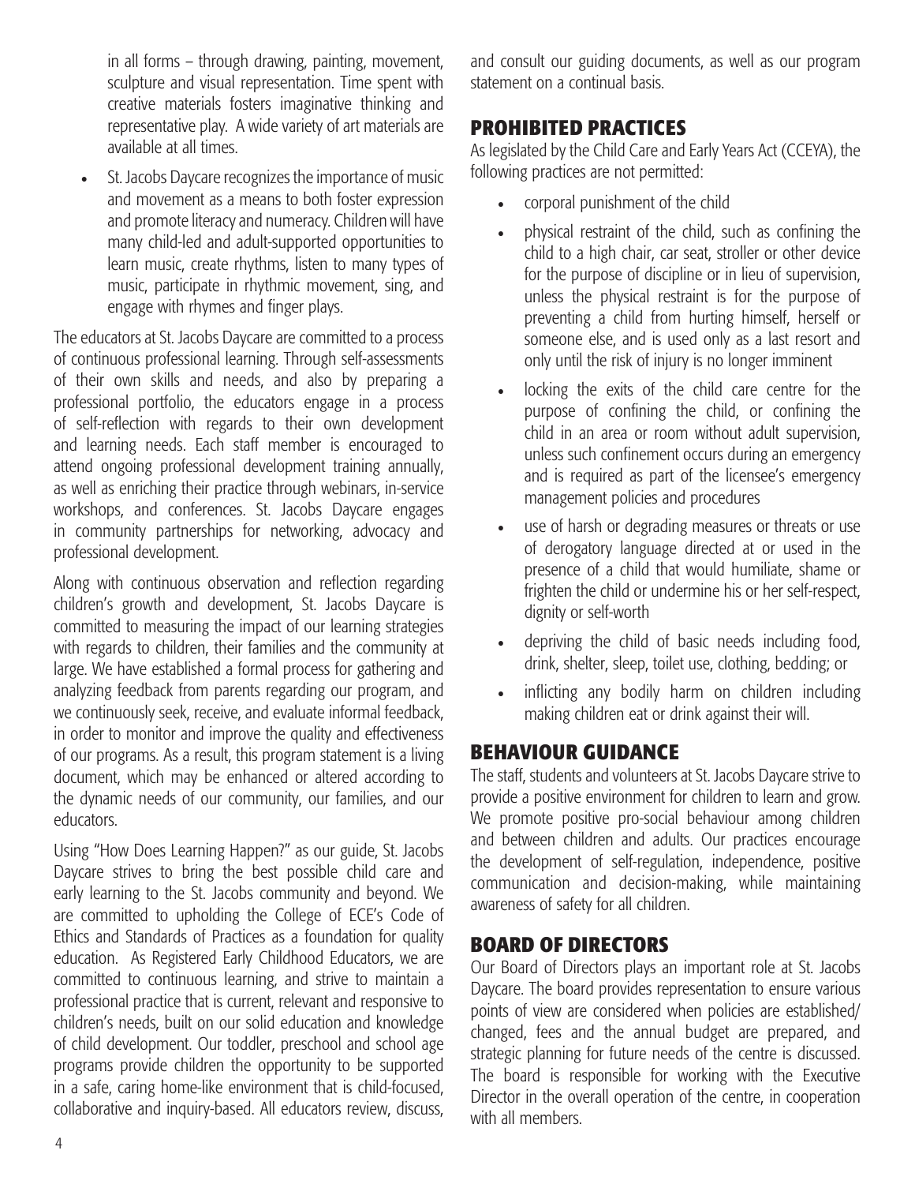in all forms – through drawing, painting, movement, sculpture and visual representation. Time spent with creative materials fosters imaginative thinking and representative play. A wide variety of art materials are available at all times.

- St. Jacobs Daycare recognizes the importance of music and movement as a means to both foster expression and promote literacy and numeracy. Children will have many child-led and adult-supported opportunities to learn music, create rhythms, listen to many types of music, participate in rhythmic movement, sing, and engage with rhymes and finger plays.

The educators at St. Jacobs Daycare are committed to a process of continuous professional learning. Through self-assessments of their own skills and needs, and also by preparing a professional portfolio, the educators engage in a process of self-reflection with regards to their own development and learning needs. Each staff member is encouraged to attend ongoing professional development training annually, as well as enriching their practice through webinars, in-service workshops, and conferences. St. Jacobs Daycare engages in community partnerships for networking, advocacy and professional development.

Along with continuous observation and reflection regarding children's growth and development, St. Jacobs Daycare is committed to measuring the impact of our learning strategies with regards to children, their families and the community at large. We have established a formal process for gathering and analyzing feedback from parents regarding our program, and we continuously seek, receive, and evaluate informal feedback, in order to monitor and improve the quality and effectiveness of our programs. As a result, this program statement is a living document, which may be enhanced or altered according to the dynamic needs of our community, our families, and our educators.

Using "How Does Learning Happen?" as our guide, St. Jacobs Daycare strives to bring the best possible child care and early learning to the St. Jacobs community and beyond. We are committed to upholding the College of ECE's Code of Ethics and Standards of Practices as a foundation for quality education. As Registered Early Childhood Educators, we are committed to continuous learning, and strive to maintain a professional practice that is current, relevant and responsive to children's needs, built on our solid education and knowledge of child development. Our toddler, preschool and school age programs provide children the opportunity to be supported in a safe, caring home-like environment that is child-focused, collaborative and inquiry-based. All educators review, discuss, and consult our guiding documents, as well as our program statement on a continual basis.

## PROHIBITED PRACTICES

As legislated by the Child Care and Early Years Act (CCEYA), the following practices are not permitted:

- corporal punishment of the child
- physical restraint of the child, such as confining the child to a high chair, car seat, stroller or other device for the purpose of discipline or in lieu of supervision, unless the physical restraint is for the purpose of preventing a child from hurting himself, herself or someone else, and is used only as a last resort and only until the risk of injury is no longer imminent
- locking the exits of the child care centre for the purpose of confining the child, or confining the child in an area or room without adult supervision, unless such confinement occurs during an emergency and is required as part of the licensee's emergency management policies and procedures
- use of harsh or degrading measures or threats or use of derogatory language directed at or used in the presence of a child that would humiliate, shame or frighten the child or undermine his or her self-respect, dignity or self-worth
- depriving the child of basic needs including food, drink, shelter, sleep, toilet use, clothing, bedding; or
- inflicting any bodily harm on children including making children eat or drink against their will.

## BEHAVIOUR GUIDANCE

The staff, students and volunteers at St. Jacobs Daycare strive to provide a positive environment for children to learn and grow. We promote positive pro-social behaviour among children and between children and adults. Our practices encourage the development of self-regulation, independence, positive communication and decision-making, while maintaining awareness of safety for all children.

## BOARD OF DIRECTORS

Our Board of Directors plays an important role at St. Jacobs Daycare. The board provides representation to ensure various points of view are considered when policies are established/ changed, fees and the annual budget are prepared, and strategic planning for future needs of the centre is discussed. The board is responsible for working with the Executive Director in the overall operation of the centre, in cooperation with all members.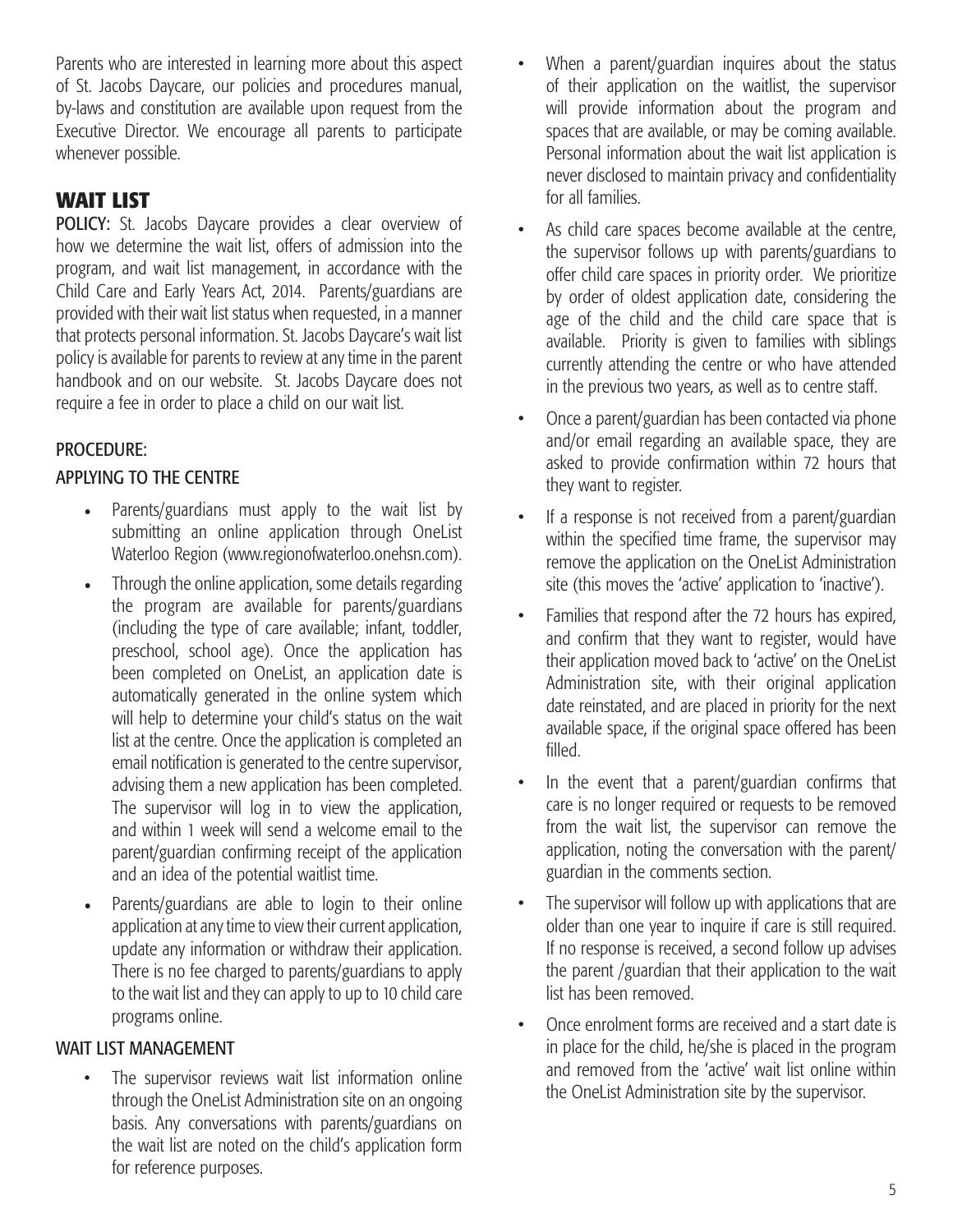Parents who are interested in learning more about this aspect of St. Jacobs Daycare, our policies and procedures manual, by-laws and constitution are available upon request from the Executive Director. We encourage all parents to participate whenever possible.

## WAIT LIST

**POLICY:** St. Jacobs Daycare provides a clear overview of how we determine the wait list, offers of admission into the program, and wait list management, in accordance with the Child Care and Early Years Act, 2014. Parents/guardians are provided with their wait list status when requested, in a manner that protects personal information. St. Jacobs Daycare's wait list policy is available for parents to review at any time in the parent handbook and on our website. St. Jacobs Daycare does not require a fee in order to place a child on our wait list.

### PROCEDURE:

### APPLYING TO THE CENTRE

- Parents/guardians must apply to the wait list by submitting an online application through OneList Waterloo Region (www.regionofwaterloo.onehsn.com).
- Through the online application, some details regarding the program are available for parents/guardians (including the type of care available; infant, toddler, preschool, school age). Once the application has been completed on OneList, an application date is automatically generated in the online system which will help to determine your child's status on the wait list at the centre. Once the application is completed an email notification is generated to the centre supervisor, advising them a new application has been completed. The supervisor will log in to view the application, and within 1 week will send a welcome email to the parent/guardian confirming receipt of the application and an idea of the potential waitlist time.
- Parents/guardians are able to login to their online application at any time to view their current application, update any information or withdraw their application. There is no fee charged to parents/guardians to apply to the wait list and they can apply to up to 10 child care programs online.

### WAIT LIST MANAGEMENT

- The supervisor reviews wait list information online through the OneList Administration site on an ongoing basis. Any conversations with parents/guardians on the wait list are noted on the child's application form for reference purposes.
- When a parent/guardian inquires about the status of their application on the waitlist, the supervisor will provide information about the program and spaces that are available, or may be coming available. Personal information about the wait list application is never disclosed to maintain privacy and confidentiality for all families.
- As child care spaces become available at the centre, the supervisor follows up with parents/guardians to offer child care spaces in priority order. We prioritize by order of oldest application date, considering the age of the child and the child care space that is available. Priority is given to families with siblings currently attending the centre or who have attended in the previous two years, as well as to centre staff.
- Once a parent/guardian has been contacted via phone and/or email regarding an available space, they are asked to provide confirmation within 72 hours that they want to register.
- If a response is not received from a parent/guardian within the specified time frame, the supervisor may remove the application on the OneList Administration site (this moves the 'active' application to 'inactive').
- Families that respond after the 72 hours has expired, and confirm that they want to register, would have their application moved back to 'active' on the OneList Administration site, with their original application date reinstated, and are placed in priority for the next available space, if the original space offered has been filled.
- In the event that a parent/guardian confirms that care is no longer required or requests to be removed from the wait list, the supervisor can remove the application, noting the conversation with the parent/guardian in the comments section.
- The supervisor will follow up with applications that are older than one year to inquire if care is still required. If no response is received, a second follow up advises the parent /guardian that their application to the wait list has been removed.
- Once enrolment forms are received and a start date is in place for the child, he/she is placed in the program and removed from the 'active' wait list online within the OneList Administration site by the supervisor.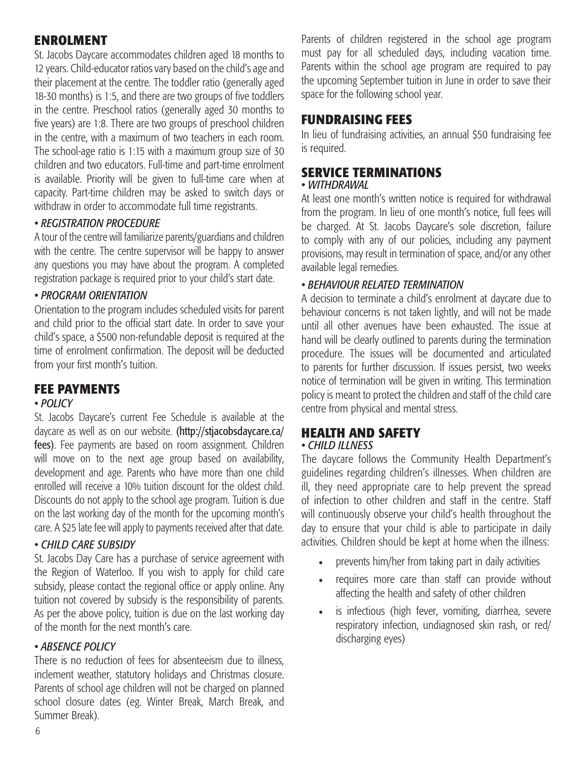## ENROLMENT

St. Jacobs Daycare accommodates children aged 18 months to 12 years. Child-educator ratios vary based on the child's age and their placement at the centre. The toddler ratio (generally aged 18-30 months) is 1:5, and there are two groups of five toddlers in the centre. Preschool ratios (generally aged 30 months to five years) are 1:8. There are two groups of preschool children in the centre, with a maximum of two teachers in each room. The school-age ratio is 1:15 with a maximum group size of 30 children and two educators. Full-time and part-time enrolment is available. Priority will be given to full-time care when at capacity. Part-time children may be asked to switch days or withdraw in order to accommodate full time registrants.

### • *REGISTRATION PROCEDURE*

A tour of the centre will familiarize parents/guardians and children with the centre. The centre supervisor will be happy to answer any questions you may have about the program. A completed registration package is required prior to your child's start date.

### • *PROGRAM ORIENTATION*

Orientation to the program includes scheduled visits for parent and child prior to the official start date. In order to save your child's space, a $500 non-refundable deposit is required at the time of enrolment confirmation. The deposit will be deducted from your first month's tuition.

## FEE PAYMENTS

### • *POLICY*

St. Jacobs Daycare's current Fee Schedule is available at the daycare as well as on our website. **(http://stjacobsdaycare.ca/fees)**. Fee payments are based on room assignment. Children will move on to the next age group based on availability, development and age. Parents who have more than one child enrolled will receive a 10% tuition discount for the oldest child. Discounts do not apply to the school age program. Tuition is due on the last working day of the month for the upcoming month's care. A $25 late fee will apply to payments received after that date.

### • *CHILD CARE SUBSIDY*

St. Jacobs Day Care has a purchase of service agreement with the Region of Waterloo. If you wish to apply for child care subsidy, please contact the regional office or apply online. Any tuition not covered by subsidy is the responsibility of parents. As per the above policy, tuition is due on the last working day of the month for the next month's care.

### • *ABSENCE POLICY*

There is no reduction of fees for absenteeism due to illness, inclement weather, statutory holidays and Christmas closure. Parents of school age children will not be charged on planned school closure dates (eg. Winter Break, March Break, and Summer Break).

Parents of children registered in the school age program must pay for all scheduled days, including vacation time. Parents within the school age program are required to pay the upcoming September tuition in June in order to save their space for the following school year.

## FUNDRAISING FEES

In lieu of fundraising activities, an annual $50 fundraising fee is required.

## SERVICE TERMINATIONS

### • *WITHDRAWAL*

At least one month's written notice is required for withdrawal from the program. In lieu of one month's notice, full fees will be charged. At St. Jacobs Daycare's sole discretion, failure to comply with any of our policies, including any payment provisions, may result in termination of space, and/or any other available legal remedies.

### • *BEHAVIOUR RELATED TERMINATION*

A decision to terminate a child's enrolment at daycare due to behaviour concerns is not taken lightly, and will not be made until all other avenues have been exhausted. The issue at hand will be clearly outlined to parents during the termination procedure. The issues will be documented and articulated to parents for further discussion. If issues persist, two weeks notice of termination will be given in writing. This termination policy is meant to protect the children and staff of the child care centre from physical and mental stress.

## HEALTH AND SAFETY

### • *CHILD ILLNESS*

The daycare follows the Community Health Department's guidelines regarding children's illnesses. When children are ill, they need appropriate care to help prevent the spread of infection to other children and staff in the centre. Staff will continuously observe your child's health throughout the day to ensure that your child is able to participate in daily activities. Children should be kept at home when the illness:

- prevents him/her from taking part in daily activities
- requires more care than staff can provide without affecting the health and safety of other children
- is infectious (high fever, vomiting, diarrhea, severe respiratory infection, undiagnosed skin rash, or red/discharging eyes)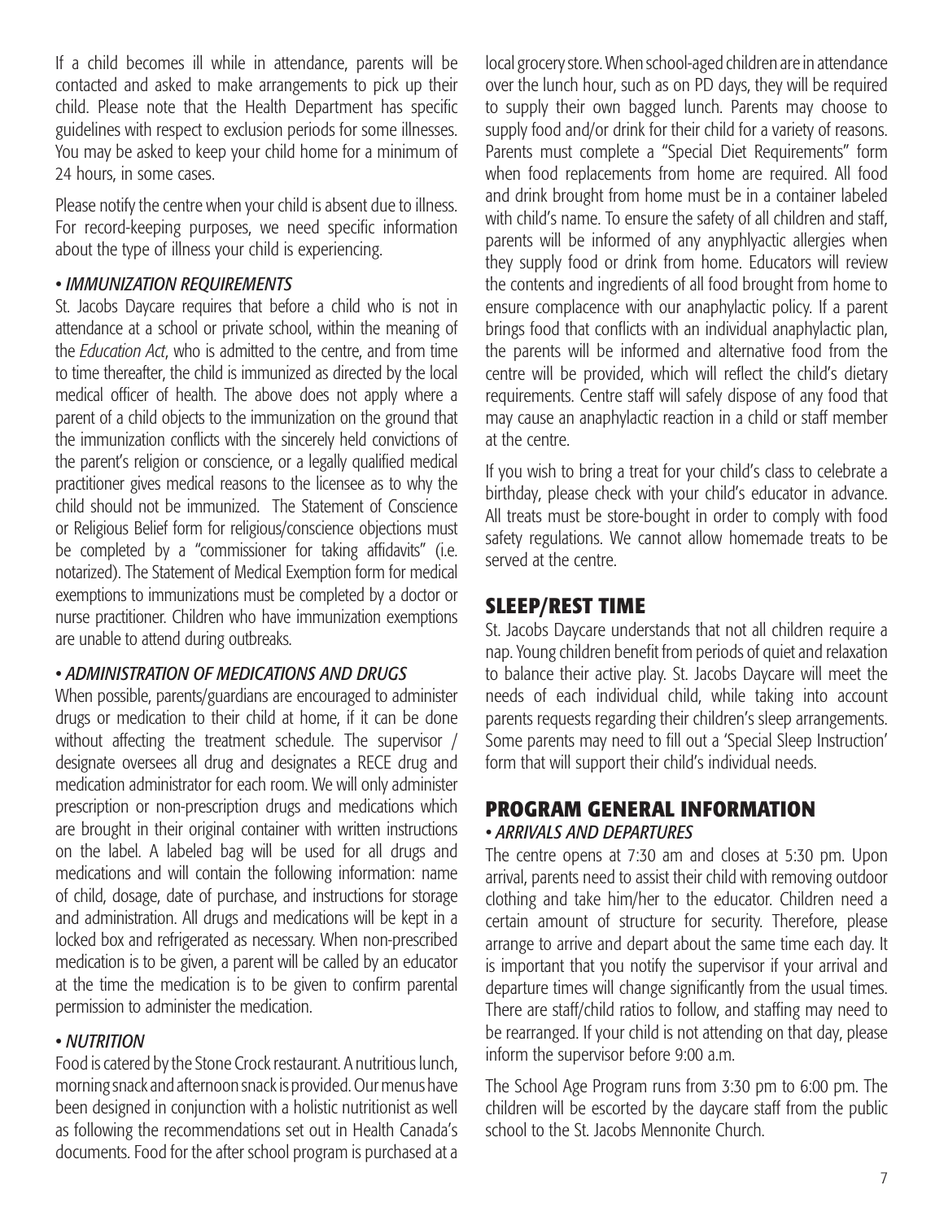If a child becomes ill while in attendance, parents will be contacted and asked to make arrangements to pick up their child. Please note that the Health Department has specific guidelines with respect to exclusion periods for some illnesses. You may be asked to keep your child home for a minimum of 24 hours, in some cases.

Please notify the centre when your child is absent due to illness. For record-keeping purposes, we need specific information about the type of illness your child is experiencing.

### *• IMMUNIZATION REQUIREMENTS*

St. Jacobs Daycare requires that before a child who is not in attendance at a school or private school, within the meaning of the *Education Act*, who is admitted to the centre, and from time to time thereafter, the child is immunized as directed by the local medical officer of health. The above does not apply where a parent of a child objects to the immunization on the ground that the immunization conflicts with the sincerely held convictions of the parent's religion or conscience, or a legally qualified medical practitioner gives medical reasons to the licensee as to why the child should not be immunized. The Statement of Conscience or Religious Belief form for religious/conscience objections must be completed by a "commissioner for taking affidavits" (i.e. notarized). The Statement of Medical Exemption form for medical exemptions to immunizations must be completed by a doctor or nurse practitioner. Children who have immunization exemptions are unable to attend during outbreaks.

### *• ADMINISTRATION OF MEDICATIONS AND DRUGS*

When possible, parents/guardians are encouraged to administer drugs or medication to their child at home, if it can be done without affecting the treatment schedule. The supervisor / designate oversees all drug and designates a RECE drug and medication administrator for each room. We will only administer prescription or non-prescription drugs and medications which are brought in their original container with written instructions on the label. A labeled bag will be used for all drugs and medications and will contain the following information: name of child, dosage, date of purchase, and instructions for storage and administration. All drugs and medications will be kept in a locked box and refrigerated as necessary. When non-prescribed medication is to be given, a parent will be called by an educator at the time the medication is to be given to confirm parental permission to administer the medication.

### *• NUTRITION*

Food is catered by the Stone Crock restaurant. A nutritious lunch, morning snack and afternoon snack is provided. Our menus have been designed in conjunction with a holistic nutritionist as well as following the recommendations set out in Health Canada's documents. Food for the after school program is purchased at a local grocery store. When school-aged children are in attendance over the lunch hour, such as on PD days, they will be required to supply their own bagged lunch. Parents may choose to supply food and/or drink for their child for a variety of reasons. Parents must complete a "Special Diet Requirements" form when food replacements from home are required. All food and drink brought from home must be in a container labeled with child's name. To ensure the safety of all children and staff, parents will be informed of any anyphlyactic allergies when they supply food or drink from home. Educators will review the contents and ingredients of all food brought from home to ensure complacence with our anaphylactic policy. If a parent brings food that conflicts with an individual anaphylactic plan, the parents will be informed and alternative food from the centre will be provided, which will reflect the child's dietary requirements. Centre staff will safely dispose of any food that may cause an anaphylactic reaction in a child or staff member at the centre.

If you wish to bring a treat for your child's class to celebrate a birthday, please check with your child's educator in advance. All treats must be store-bought in order to comply with food safety regulations. We cannot allow homemade treats to be served at the centre.

## SLEEP/REST TIME

St. Jacobs Daycare understands that not all children require a nap. Young children benefit from periods of quiet and relaxation to balance their active play. St. Jacobs Daycare will meet the needs of each individual child, while taking into account parents requests regarding their children's sleep arrangements. Some parents may need to fill out a 'Special Sleep Instruction' form that will support their child's individual needs.

## PROGRAM GENERAL INFORMATION

### *• ARRIVALS AND DEPARTURES*

The centre opens at 7:30 am and closes at 5:30 pm. Upon arrival, parents need to assist their child with removing outdoor clothing and take him/her to the educator. Children need a certain amount of structure for security. Therefore, please arrange to arrive and depart about the same time each day. It is important that you notify the supervisor if your arrival and departure times will change significantly from the usual times. There are staff/child ratios to follow, and staffing may need to be rearranged. If your child is not attending on that day, please inform the supervisor before 9:00 a.m.

The School Age Program runs from 3:30 pm to 6:00 pm. The children will be escorted by the daycare staff from the public school to the St. Jacobs Mennonite Church.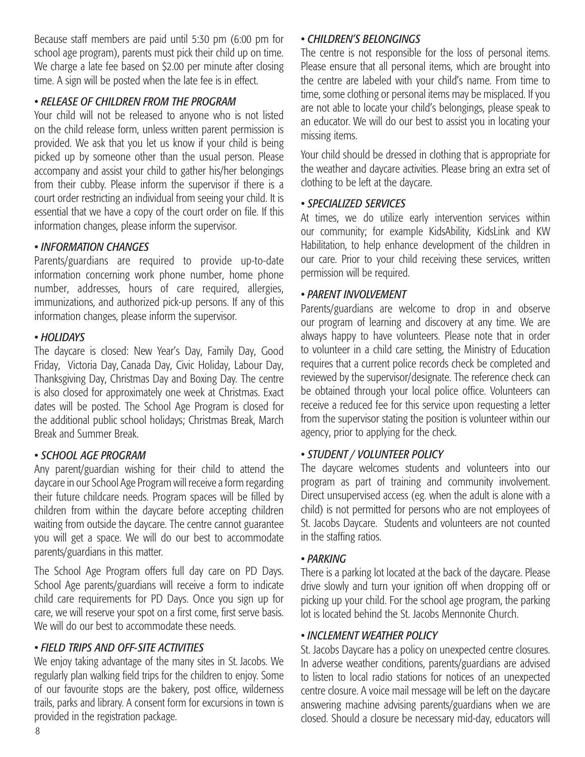Because staff members are paid until 5:30 pm (6:00 pm for school age program), parents must pick their child up on time. We charge a late fee based on $2.00 per minute after closing time. A sign will be posted when the late fee is in effect.

### • *RELEASE OF CHILDREN FROM THE PROGRAM*

Your child will not be released to anyone who is not listed on the child release form, unless written parent permission is provided. We ask that you let us know if your child is being picked up by someone other than the usual person. Please accompany and assist your child to gather his/her belongings from their cubby. Please inform the supervisor if there is a court order restricting an individual from seeing your child. It is essential that we have a copy of the court order on file. If this information changes, please inform the supervisor.

### • *INFORMATION CHANGES*

Parents/guardians are required to provide up-to-date information concerning work phone number, home phone number, addresses, hours of care required, allergies, immunizations, and authorized pick-up persons. If any of this information changes, please inform the supervisor.

### • *HOLIDAYS*

The daycare is closed: New Year's Day, Family Day, Good Friday, Victoria Day, Canada Day, Civic Holiday, Labour Day, Thanksgiving Day, Christmas Day and Boxing Day. The centre is also closed for approximately one week at Christmas. Exact dates will be posted. The School Age Program is closed for the additional public school holidays; Christmas Break, March Break and Summer Break.

### • *SCHOOL AGE PROGRAM*

Any parent/guardian wishing for their child to attend the daycare in our School Age Program will receive a form regarding their future childcare needs. Program spaces will be filled by children from within the daycare before accepting children waiting from outside the daycare. The centre cannot guarantee you will get a space. We will do our best to accommodate parents/guardians in this matter.

The School Age Program offers full day care on PD Days. School Age parents/guardians will receive a form to indicate child care requirements for PD Days. Once you sign up for care, we will reserve your spot on a first come, first serve basis. We will do our best to accommodate these needs.

### • *FIELD TRIPS AND OFF-SITE ACTIVITIES*

We enjoy taking advantage of the many sites in St. Jacobs. We regularly plan walking field trips for the children to enjoy. Some of our favourite stops are the bakery, post office, wilderness trails, parks and library. A consent form for excursions in town is provided in the registration package.

### • *CHILDREN'S BELONGINGS*

The centre is not responsible for the loss of personal items. Please ensure that all personal items, which are brought into the centre are labeled with your child's name. From time to time, some clothing or personal items may be misplaced. If you are not able to locate your child's belongings, please speak to an educator. We will do our best to assist you in locating your missing items.

Your child should be dressed in clothing that is appropriate for the weather and daycare activities. Please bring an extra set of clothing to be left at the daycare.

### • *SPECIALIZED SERVICES*

At times, we do utilize early intervention services within our community; for example KidsAbility, KidsLink and KW Habilitation, to help enhance development of the children in our care. Prior to your child receiving these services, written permission will be required.

### • *PARENT INVOLVEMENT*

Parents/guardians are welcome to drop in and observe our program of learning and discovery at any time. We are always happy to have volunteers. Please note that in order to volunteer in a child care setting, the Ministry of Education requires that a current police records check be completed and reviewed by the supervisor/designate. The reference check can be obtained through your local police office. Volunteers can receive a reduced fee for this service upon requesting a letter from the supervisor stating the position is volunteer within our agency, prior to applying for the check.

### • *STUDENT / VOLUNTEER POLICY*

The daycare welcomes students and volunteers into our program as part of training and community involvement. Direct unsupervised access (eg. when the adult is alone with a child) is not permitted for persons who are not employees of St. Jacobs Daycare. Students and volunteers are not counted in the staffing ratios.

### • *PARKING*

There is a parking lot located at the back of the daycare. Please drive slowly and turn your ignition off when dropping off or picking up your child. For the school age program, the parking lot is located behind the St. Jacobs Mennonite Church.

### • *INCLEMENT WEATHER POLICY*

St. Jacobs Daycare has a policy on unexpected centre closures. In adverse weather conditions, parents/guardians are advised to listen to local radio stations for notices of an unexpected centre closure. A voice mail message will be left on the daycare answering machine advising parents/guardians when we are closed. Should a closure be necessary mid-day, educators will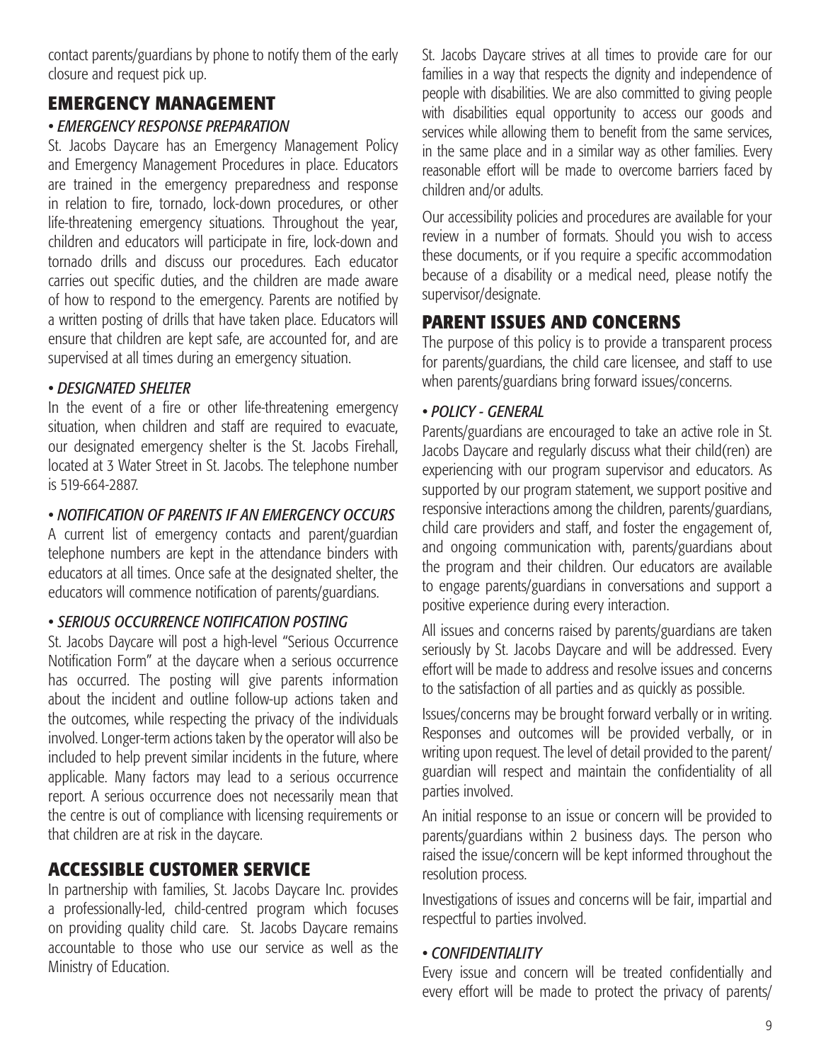contact parents/guardians by phone to notify them of the early closure and request pick up.

## EMERGENCY MANAGEMENT

*• EMERGENCY RESPONSE PREPARATION*

St. Jacobs Daycare has an Emergency Management Policy and Emergency Management Procedures in place. Educators are trained in the emergency preparedness and response in relation to fire, tornado, lock-down procedures, or other life-threatening emergency situations. Throughout the year, children and educators will participate in fire, lock-down and tornado drills and discuss our procedures. Each educator carries out specific duties, and the children are made aware of how to respond to the emergency. Parents are notified by a written posting of drills that have taken place. Educators will ensure that children are kept safe, are accounted for, and are supervised at all times during an emergency situation.

*• DESIGNATED SHELTER*

In the event of a fire or other life-threatening emergency situation, when children and staff are required to evacuate, our designated emergency shelter is the St. Jacobs Firehall, located at 3 Water Street in St. Jacobs. The telephone number is 519-664-2887.

*• NOTIFICATION OF PARENTS IF AN EMERGENCY OCCURS*

A current list of emergency contacts and parent/guardian telephone numbers are kept in the attendance binders with educators at all times. Once safe at the designated shelter, the educators will commence notification of parents/guardians.

*• SERIOUS OCCURRENCE NOTIFICATION POSTING*

St. Jacobs Daycare will post a high-level "Serious Occurrence Notification Form" at the daycare when a serious occurrence has occurred. The posting will give parents information about the incident and outline follow-up actions taken and the outcomes, while respecting the privacy of the individuals involved. Longer-term actions taken by the operator will also be included to help prevent similar incidents in the future, where applicable. Many factors may lead to a serious occurrence report. A serious occurrence does not necessarily mean that the centre is out of compliance with licensing requirements or that children are at risk in the daycare.

## ACCESSIBLE CUSTOMER SERVICE

In partnership with families, St. Jacobs Daycare Inc. provides a professionally-led, child-centred program which focuses on providing quality child care. St. Jacobs Daycare remains accountable to those who use our service as well as the Ministry of Education.

St. Jacobs Daycare strives at all times to provide care for our families in a way that respects the dignity and independence of people with disabilities. We are also committed to giving people with disabilities equal opportunity to access our goods and services while allowing them to benefit from the same services, in the same place and in a similar way as other families. Every reasonable effort will be made to overcome barriers faced by children and/or adults.

Our accessibility policies and procedures are available for your review in a number of formats. Should you wish to access these documents, or if you require a specific accommodation because of a disability or a medical need, please notify the supervisor/designate.

## PARENT ISSUES AND CONCERNS

The purpose of this policy is to provide a transparent process for parents/guardians, the child care licensee, and staff to use when parents/guardians bring forward issues/concerns.

*• POLICY - GENERAL*

Parents/guardians are encouraged to take an active role in St. Jacobs Daycare and regularly discuss what their child(ren) are experiencing with our program supervisor and educators. As supported by our program statement, we support positive and responsive interactions among the children, parents/guardians, child care providers and staff, and foster the engagement of, and ongoing communication with, parents/guardians about the program and their children. Our educators are available to engage parents/guardians in conversations and support a positive experience during every interaction.

All issues and concerns raised by parents/guardians are taken seriously by St. Jacobs Daycare and will be addressed. Every effort will be made to address and resolve issues and concerns to the satisfaction of all parties and as quickly as possible.

Issues/concerns may be brought forward verbally or in writing. Responses and outcomes will be provided verbally, or in writing upon request. The level of detail provided to the parent/guardian will respect and maintain the confidentiality of all parties involved.

An initial response to an issue or concern will be provided to parents/guardians within 2 business days. The person who raised the issue/concern will be kept informed throughout the resolution process.

Investigations of issues and concerns will be fair, impartial and respectful to parties involved.

*• CONFIDENTIALITY*

Every issue and concern will be treated confidentially and every effort will be made to protect the privacy of parents/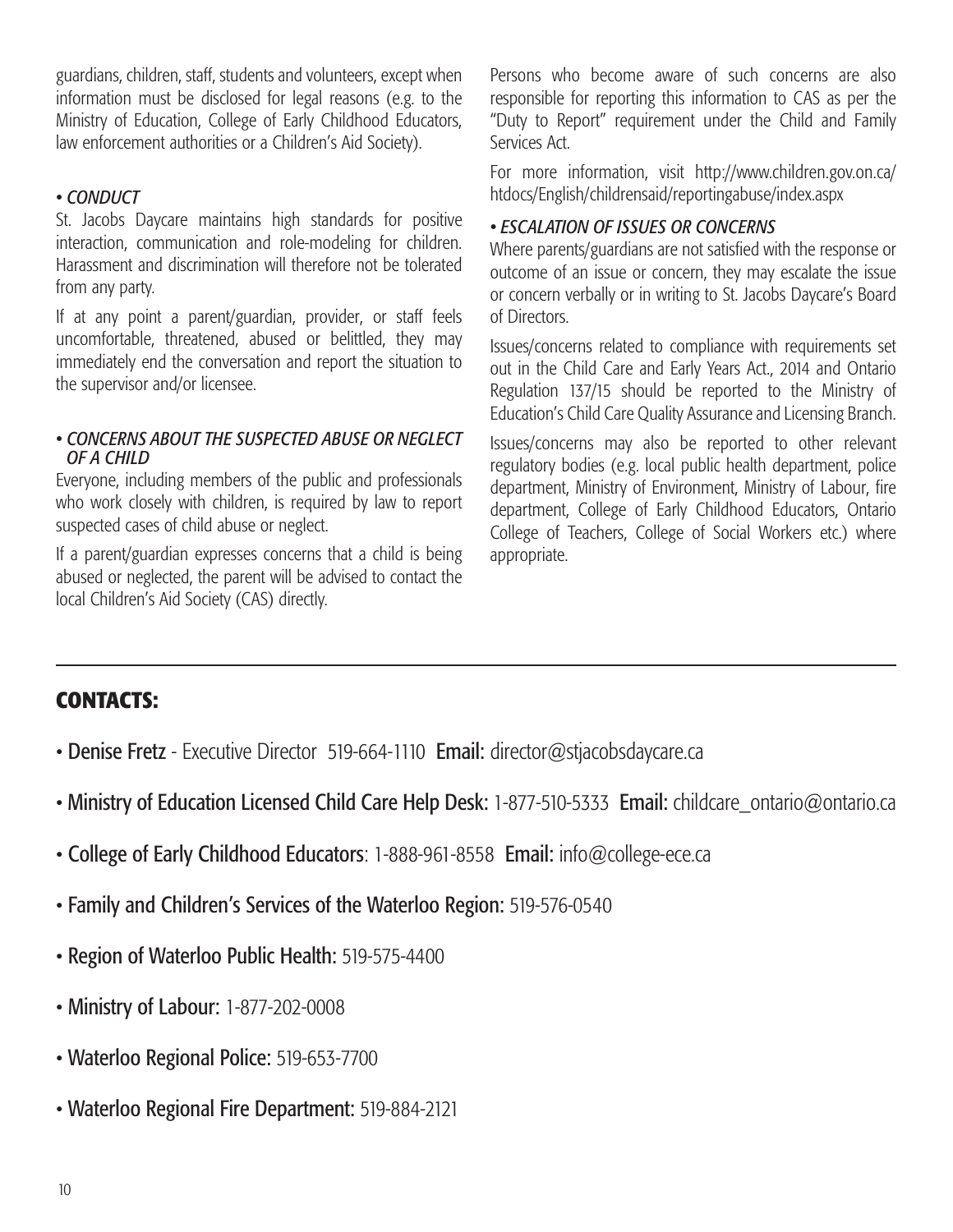guardians, children, staff, students and volunteers, except when information must be disclosed for legal reasons (e.g. to the Ministry of Education, College of Early Childhood Educators, law enforcement authorities or a Children's Aid Society).

*• CONDUCT*

St. Jacobs Daycare maintains high standards for positive interaction, communication and role-modeling for children. Harassment and discrimination will therefore not be tolerated from any party.

If at any point a parent/guardian, provider, or staff feels uncomfortable, threatened, abused or belittled, they may immediately end the conversation and report the situation to the supervisor and/or licensee.

*• CONCERNS ABOUT THE SUSPECTED ABUSE OR NEGLECT OF A CHILD*

Everyone, including members of the public and professionals who work closely with children, is required by law to report suspected cases of child abuse or neglect.

If a parent/guardian expresses concerns that a child is being abused or neglected, the parent will be advised to contact the local Children's Aid Society (CAS) directly.

Persons who become aware of such concerns are also responsible for reporting this information to CAS as per the "Duty to Report" requirement under the Child and Family Services Act.

For more information, visit http://www.children.gov.on.ca/htdocs/English/childrensaid/reportingabuse/index.aspx

*• ESCALATION OF ISSUES OR CONCERNS*

Where parents/guardians are not satisfied with the response or outcome of an issue or concern, they may escalate the issue or concern verbally or in writing to St. Jacobs Daycare's Board of Directors.

Issues/concerns related to compliance with requirements set out in the Child Care and Early Years Act., 2014 and Ontario Regulation 137/15 should be reported to the Ministry of Education's Child Care Quality Assurance and Licensing Branch.

Issues/concerns may also be reported to other relevant regulatory bodies (e.g. local public health department, police department, Ministry of Environment, Ministry of Labour, fire department, College of Early Childhood Educators, Ontario College of Teachers, College of Social Workers etc.) where appropriate.

## CONTACTS:

- **Denise Fretz** - Executive Director 519-664-1110 **Email:** director@stjacobsdaycare.ca
- **Ministry of Education Licensed Child Care Help Desk:** 1-877-510-5333 **Email:** childcare_ontario@ontario.ca
- **College of Early Childhood Educators**: 1-888-961-8558 **Email:** info@college-ece.ca
- **Family and Children's Services of the Waterloo Region:** 519-576-0540
- **Region of Waterloo Public Health:** 519-575-4400
- **Ministry of Labour:** 1-877-202-0008
- **Waterloo Regional Police:** 519-653-7700
- **Waterloo Regional Fire Department:** 519-884-2121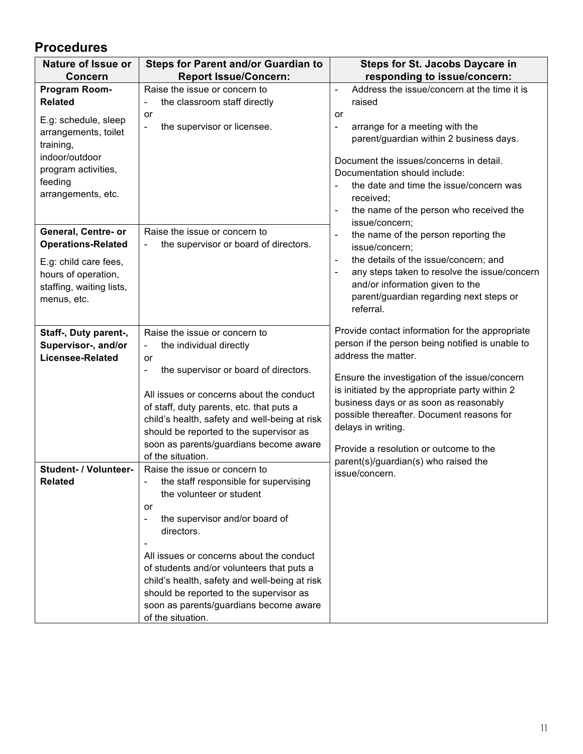## Procedures

| Nature of Issue or Concern | Steps for Parent and/or Guardian to Report Issue/Concern: | Steps for St. Jacobs Daycare in responding to issue/concern: |
|---|---|---|
| **Program Room-Related**<br><br>E.g: schedule, sleep arrangements, toilet training, indoor/outdoor program activities, feeding arrangements, etc. | Raise the issue or concern to<br>- the classroom staff directly<br>or<br>- the supervisor or licensee. | - Address the issue/concern at the time it is raised<br>or<br>- arrange for a meeting with the parent/guardian within 2 business days.<br><br>Document the issues/concerns in detail. Documentation should include:<br>- the date and time the issue/concern was received;<br>- the name of the person who received the issue/concern;<br>- the name of the person reporting the issue/concern;<br>- the details of the issue/concern; and<br>- any steps taken to resolve the issue/concern and/or information given to the parent/guardian regarding next steps or referral.<br><br>Provide contact information for the appropriate person if the person being notified is unable to address the matter.<br><br>Ensure the investigation of the issue/concern is initiated by the appropriate party within 2 business days or as soon as reasonably possible thereafter. Document reasons for delays in writing.<br><br>Provide a resolution or outcome to the parent(s)/guardian(s) who raised the issue/concern. |
| **General, Centre- or Operations-Related**<br><br>E.g: child care fees, hours of operation, staffing, waiting lists, menus, etc. | Raise the issue or concern to<br>- the supervisor or board of directors. | |
| **Staff-, Duty parent-, Supervisor-, and/or Licensee-Related** | Raise the issue or concern to<br>- the individual directly<br>or<br>- the supervisor or board of directors.<br><br>All issues or concerns about the conduct of staff, duty parents, etc. that puts a child's health, safety and well-being at risk should be reported to the supervisor as soon as parents/guardians become aware of the situation. | |
| **Student- / Volunteer-Related** | Raise the issue or concern to<br>- the staff responsible for supervising the volunteer or student<br>or<br>- the supervisor and/or board of directors.<br>-<br>All issues or concerns about the conduct of students and/or volunteers that puts a child's health, safety and well-being at risk should be reported to the supervisor as soon as parents/guardians become aware of the situation. | |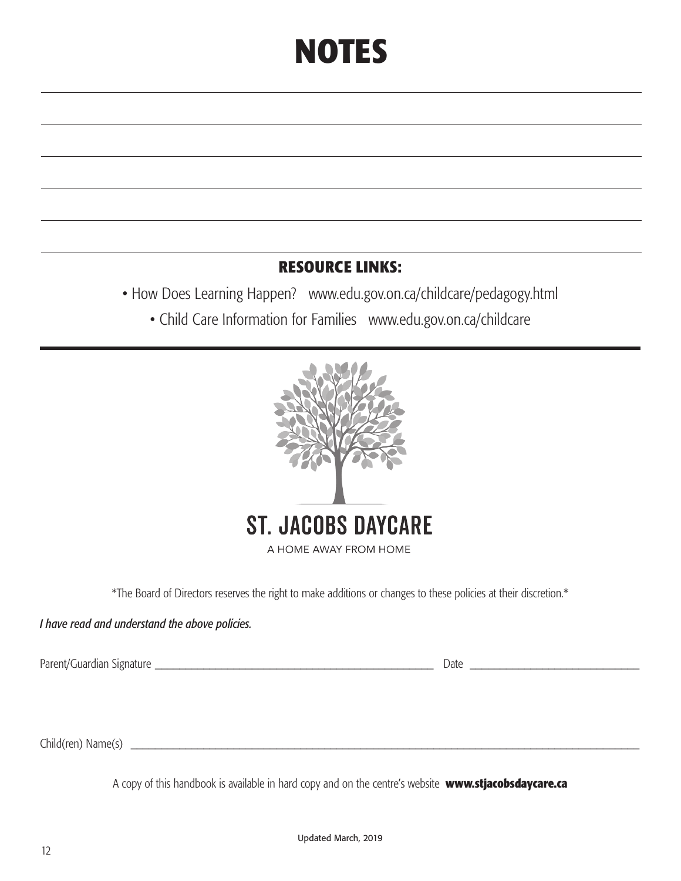# NOTES

## RESOURCE LINKS:

- How Does Learning Happen? www.edu.gov.on.ca/childcare/pedagogy.html
- Child Care Information for Families www.edu.gov.on.ca/childcare

ST. JACOBS DAYCARE

A HOME AWAY FROM HOME

*The Board of Directors reserves the right to make additions or changes to these policies at their discretion.*

*I have read and understand the above policies.*

Parent/Guardian Signature ______________________________ Date ____________________

Child(ren) Name(s) ____________________________________________________________

A copy of this handbook is available in hard copy and on the centre's website **www.stjacobsdaycare.ca**

Updated March, 2019